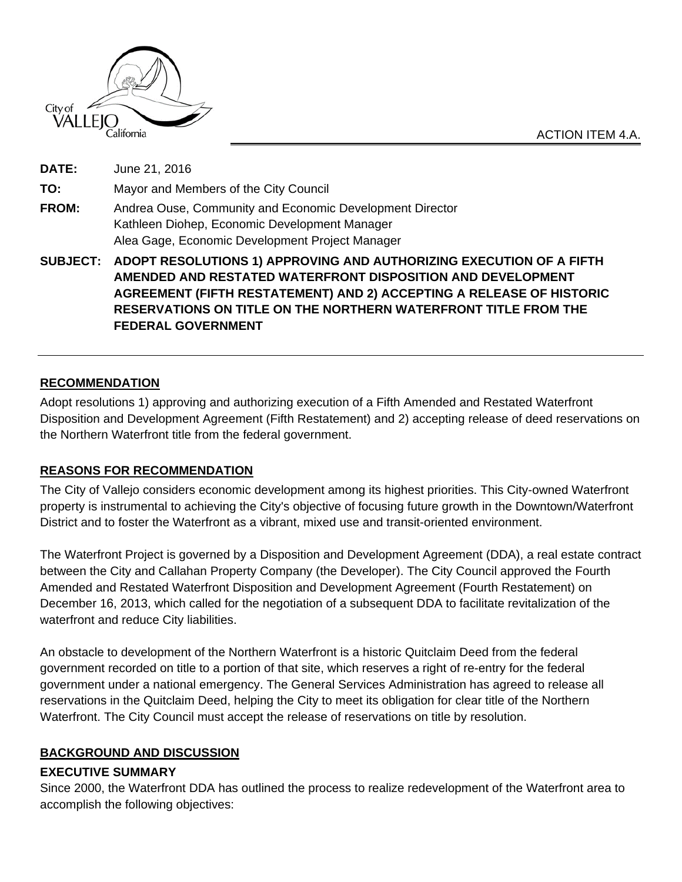City of VALLEJO California

ACTION ITEM 4.A.

**DATE:** June 21, 2016

**TO:** Mayor and Members of the City Council

**FROM:** Andrea Ouse, Community and Economic Development Director
Kathleen Diohep, Economic Development Manager
Alea Gage, Economic Development Project Manager

**SUBJECT: ADOPT RESOLUTIONS 1) APPROVING AND AUTHORIZING EXECUTION OF A FIFTH AMENDED AND RESTATED WATERFRONT DISPOSITION AND DEVELOPMENT AGREEMENT (FIFTH RESTATEMENT) AND 2) ACCEPTING A RELEASE OF HISTORIC RESERVATIONS ON TITLE ON THE NORTHERN WATERFRONT TITLE FROM THE FEDERAL GOVERNMENT**

## RECOMMENDATION

Adopt resolutions 1) approving and authorizing execution of a Fifth Amended and Restated Waterfront Disposition and Development Agreement (Fifth Restatement) and 2) accepting release of deed reservations on the Northern Waterfront title from the federal government.

## REASONS FOR RECOMMENDATION

The City of Vallejo considers economic development among its highest priorities. This City-owned Waterfront property is instrumental to achieving the City's objective of focusing future growth in the Downtown/Waterfront District and to foster the Waterfront as a vibrant, mixed use and transit-oriented environment.

The Waterfront Project is governed by a Disposition and Development Agreement (DDA), a real estate contract between the City and Callahan Property Company (the Developer). The City Council approved the Fourth Amended and Restated Waterfront Disposition and Development Agreement (Fourth Restatement) on December 16, 2013, which called for the negotiation of a subsequent DDA to facilitate revitalization of the waterfront and reduce City liabilities.

An obstacle to development of the Northern Waterfront is a historic Quitclaim Deed from the federal government recorded on title to a portion of that site, which reserves a right of re-entry for the federal government under a national emergency. The General Services Administration has agreed to release all reservations in the Quitclaim Deed, helping the City to meet its obligation for clear title of the Northern Waterfront. The City Council must accept the release of reservations on title by resolution.

## BACKGROUND AND DISCUSSION

### EXECUTIVE SUMMARY

Since 2000, the Waterfront DDA has outlined the process to realize redevelopment of the Waterfront area to accomplish the following objectives: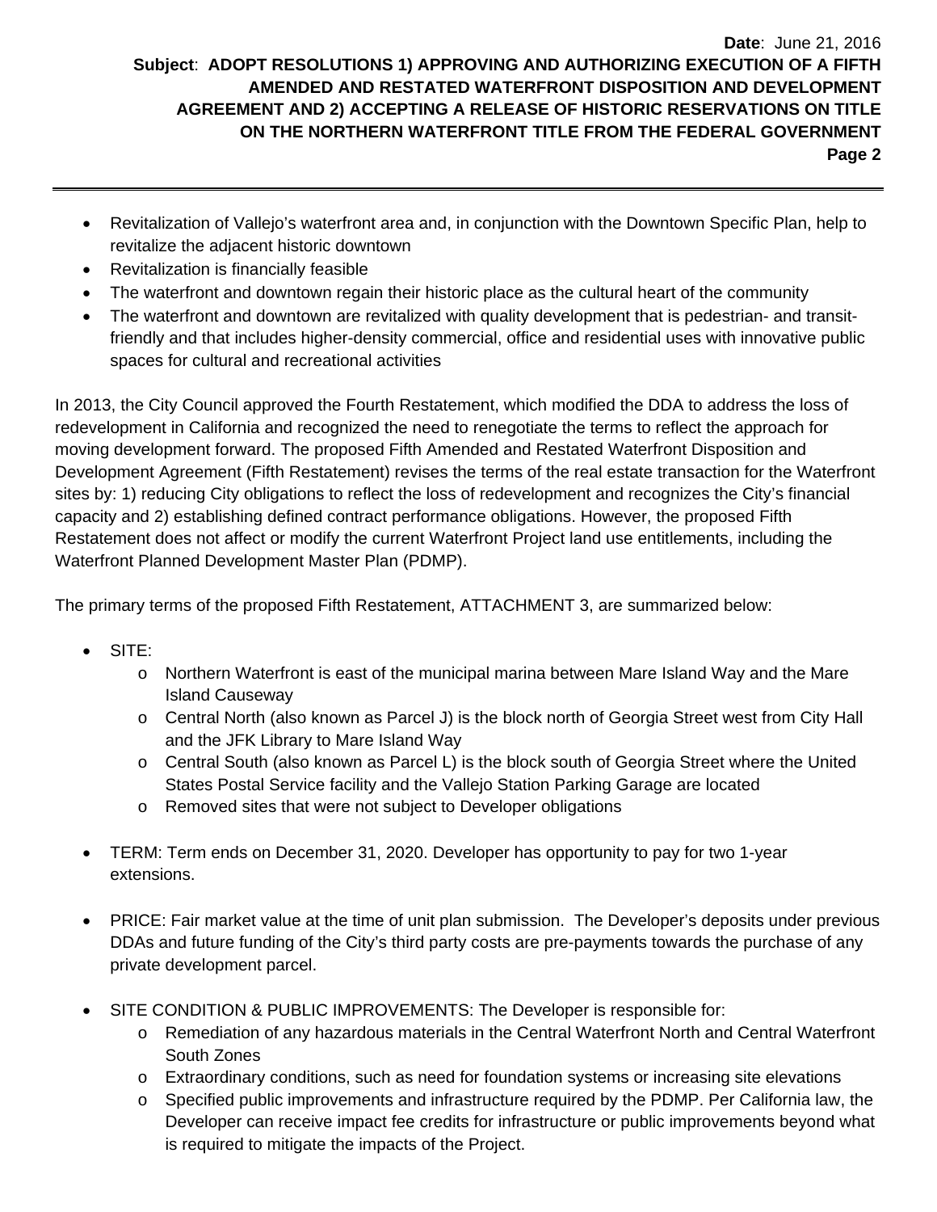- Revitalization of Vallejo's waterfront area and, in conjunction with the Downtown Specific Plan, help to revitalize the adjacent historic downtown
- Revitalization is financially feasible
- The waterfront and downtown regain their historic place as the cultural heart of the community
- The waterfront and downtown are revitalized with quality development that is pedestrian- and transit-friendly and that includes higher-density commercial, office and residential uses with innovative public spaces for cultural and recreational activities

In 2013, the City Council approved the Fourth Restatement, which modified the DDA to address the loss of redevelopment in California and recognized the need to renegotiate the terms to reflect the approach for moving development forward. The proposed Fifth Amended and Restated Waterfront Disposition and Development Agreement (Fifth Restatement) revises the terms of the real estate transaction for the Waterfront sites by: 1) reducing City obligations to reflect the loss of redevelopment and recognizes the City's financial capacity and 2) establishing defined contract performance obligations. However, the proposed Fifth Restatement does not affect or modify the current Waterfront Project land use entitlements, including the Waterfront Planned Development Master Plan (PDMP).

The primary terms of the proposed Fifth Restatement, ATTACHMENT 3, are summarized below:

- SITE:
  - Northern Waterfront is east of the municipal marina between Mare Island Way and the Mare Island Causeway
  - Central North (also known as Parcel J) is the block north of Georgia Street west from City Hall and the JFK Library to Mare Island Way
  - Central South (also known as Parcel L) is the block south of Georgia Street where the United States Postal Service facility and the Vallejo Station Parking Garage are located
  - Removed sites that were not subject to Developer obligations

- TERM: Term ends on December 31, 2020. Developer has opportunity to pay for two 1-year extensions.

- PRICE: Fair market value at the time of unit plan submission. The Developer's deposits under previous DDAs and future funding of the City's third party costs are pre-payments towards the purchase of any private development parcel.

- SITE CONDITION & PUBLIC IMPROVEMENTS: The Developer is responsible for:
  - Remediation of any hazardous materials in the Central Waterfront North and Central Waterfront South Zones
  - Extraordinary conditions, such as need for foundation systems or increasing site elevations
  - Specified public improvements and infrastructure required by the PDMP. Per California law, the Developer can receive impact fee credits for infrastructure or public improvements beyond what is required to mitigate the impacts of the Project.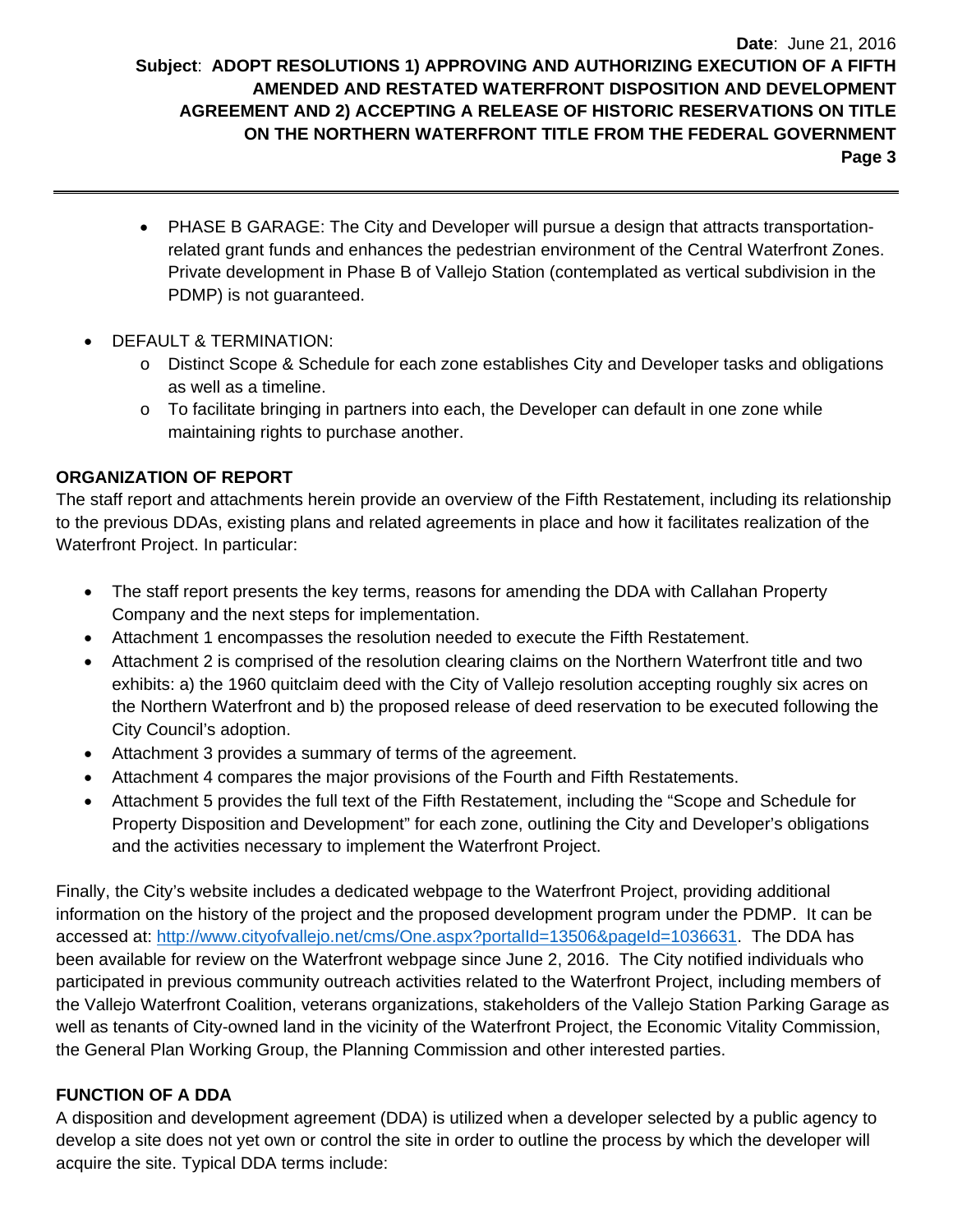- PHASE B GARAGE: The City and Developer will pursue a design that attracts transportation-related grant funds and enhances the pedestrian environment of the Central Waterfront Zones. Private development in Phase B of Vallejo Station (contemplated as vertical subdivision in the PDMP) is not guaranteed.

- DEFAULT & TERMINATION:
  - Distinct Scope & Schedule for each zone establishes City and Developer tasks and obligations as well as a timeline.
  - To facilitate bringing in partners into each, the Developer can default in one zone while maintaining rights to purchase another.

**ORGANIZATION OF REPORT**

The staff report and attachments herein provide an overview of the Fifth Restatement, including its relationship to the previous DDAs, existing plans and related agreements in place and how it facilitates realization of the Waterfront Project. In particular:

- The staff report presents the key terms, reasons for amending the DDA with Callahan Property Company and the next steps for implementation.
- Attachment 1 encompasses the resolution needed to execute the Fifth Restatement.
- Attachment 2 is comprised of the resolution clearing claims on the Northern Waterfront title and two exhibits: a) the 1960 quitclaim deed with the City of Vallejo resolution accepting roughly six acres on the Northern Waterfront and b) the proposed release of deed reservation to be executed following the City Council's adoption.
- Attachment 3 provides a summary of terms of the agreement.
- Attachment 4 compares the major provisions of the Fourth and Fifth Restatements.
- Attachment 5 provides the full text of the Fifth Restatement, including the "Scope and Schedule for Property Disposition and Development" for each zone, outlining the City and Developer's obligations and the activities necessary to implement the Waterfront Project.

Finally, the City's website includes a dedicated webpage to the Waterfront Project, providing additional information on the history of the project and the proposed development program under the PDMP. It can be accessed at: http://www.cityofvallejo.net/cms/One.aspx?portalId=13506&pageId=1036631. The DDA has been available for review on the Waterfront webpage since June 2, 2016. The City notified individuals who participated in previous community outreach activities related to the Waterfront Project, including members of the Vallejo Waterfront Coalition, veterans organizations, stakeholders of the Vallejo Station Parking Garage as well as tenants of City-owned land in the vicinity of the Waterfront Project, the Economic Vitality Commission, the General Plan Working Group, the Planning Commission and other interested parties.

**FUNCTION OF A DDA**

A disposition and development agreement (DDA) is utilized when a developer selected by a public agency to develop a site does not yet own or control the site in order to outline the process by which the developer will acquire the site. Typical DDA terms include: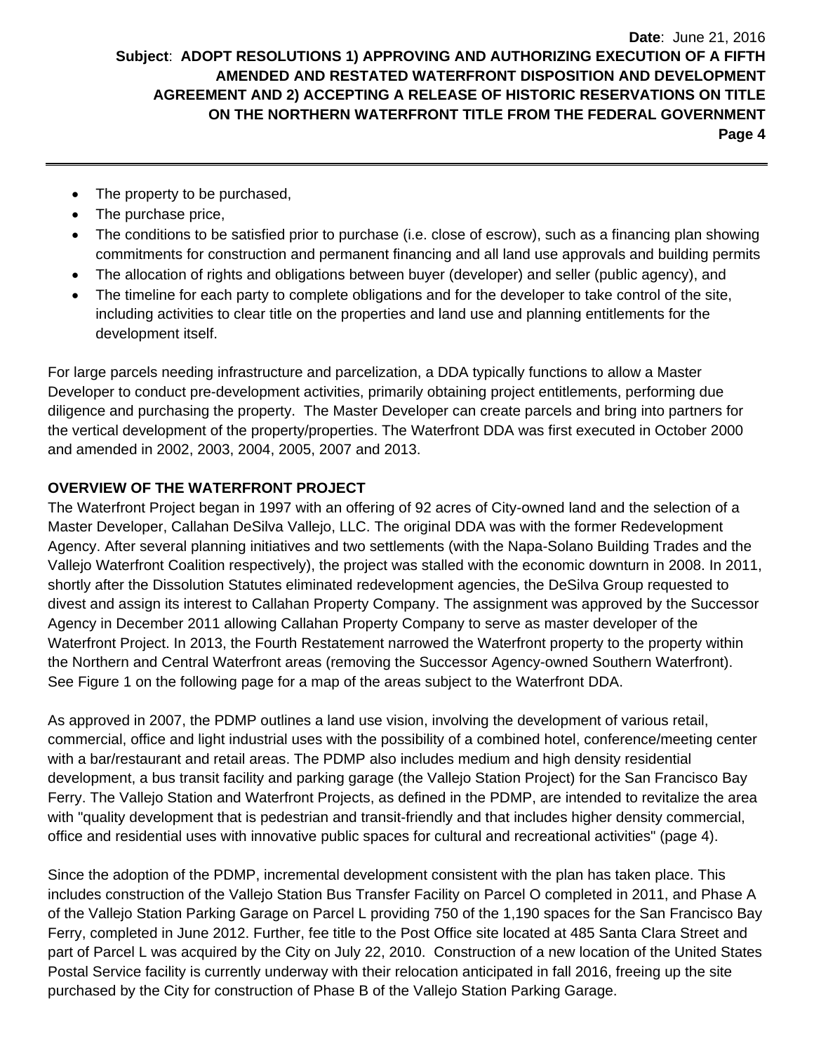- The property to be purchased,
- The purchase price,
- The conditions to be satisfied prior to purchase (i.e. close of escrow), such as a financing plan showing commitments for construction and permanent financing and all land use approvals and building permits
- The allocation of rights and obligations between buyer (developer) and seller (public agency), and
- The timeline for each party to complete obligations and for the developer to take control of the site, including activities to clear title on the properties and land use and planning entitlements for the development itself.

For large parcels needing infrastructure and parcelization, a DDA typically functions to allow a Master Developer to conduct pre-development activities, primarily obtaining project entitlements, performing due diligence and purchasing the property. The Master Developer can create parcels and bring into partners for the vertical development of the property/properties. The Waterfront DDA was first executed in October 2000 and amended in 2002, 2003, 2004, 2005, 2007 and 2013.

**OVERVIEW OF THE WATERFRONT PROJECT**

The Waterfront Project began in 1997 with an offering of 92 acres of City-owned land and the selection of a Master Developer, Callahan DeSilva Vallejo, LLC. The original DDA was with the former Redevelopment Agency. After several planning initiatives and two settlements (with the Napa-Solano Building Trades and the Vallejo Waterfront Coalition respectively), the project was stalled with the economic downturn in 2008. In 2011, shortly after the Dissolution Statutes eliminated redevelopment agencies, the DeSilva Group requested to divest and assign its interest to Callahan Property Company. The assignment was approved by the Successor Agency in December 2011 allowing Callahan Property Company to serve as master developer of the Waterfront Project. In 2013, the Fourth Restatement narrowed the Waterfront property to the property within the Northern and Central Waterfront areas (removing the Successor Agency-owned Southern Waterfront). See Figure 1 on the following page for a map of the areas subject to the Waterfront DDA.

As approved in 2007, the PDMP outlines a land use vision, involving the development of various retail, commercial, office and light industrial uses with the possibility of a combined hotel, conference/meeting center with a bar/restaurant and retail areas. The PDMP also includes medium and high density residential development, a bus transit facility and parking garage (the Vallejo Station Project) for the San Francisco Bay Ferry. The Vallejo Station and Waterfront Projects, as defined in the PDMP, are intended to revitalize the area with "quality development that is pedestrian and transit-friendly and that includes higher density commercial, office and residential uses with innovative public spaces for cultural and recreational activities" (page 4).

Since the adoption of the PDMP, incremental development consistent with the plan has taken place. This includes construction of the Vallejo Station Bus Transfer Facility on Parcel O completed in 2011, and Phase A of the Vallejo Station Parking Garage on Parcel L providing 750 of the 1,190 spaces for the San Francisco Bay Ferry, completed in June 2012. Further, fee title to the Post Office site located at 485 Santa Clara Street and part of Parcel L was acquired by the City on July 22, 2010. Construction of a new location of the United States Postal Service facility is currently underway with their relocation anticipated in fall 2016, freeing up the site purchased by the City for construction of Phase B of the Vallejo Station Parking Garage.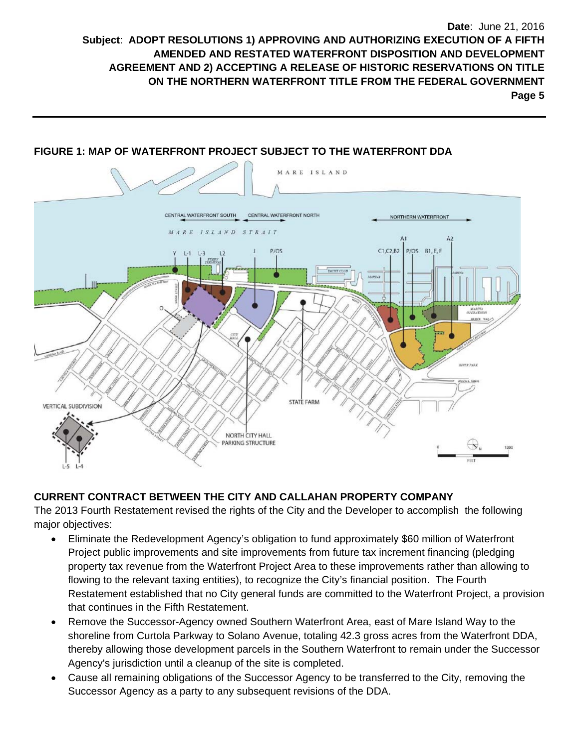## FIGURE 1: MAP OF WATERFRONT PROJECT SUBJECT TO THE WATERFRONT DDA

MARE ISLAND

CENTRAL WATERFRONT SOUTH

CENTRAL WATERFRONT NORTH

NORTHERN WATERFRONT

MARE ISLAND STRAIT

Y L-1 L-3 L2

J P/OS

A1 A2

C1,C2,B2 P/OS B1, E, F

O

CITY HALL

STATE FARM

VERTICAL SUBDIVISION

L-5 L-4

NORTH CITY HALL PARKING STRUCTURE

0 1200 FEET

### CURRENT CONTRACT BETWEEN THE CITY AND CALLAHAN PROPERTY COMPANY

The 2013 Fourth Restatement revised the rights of the City and the Developer to accomplish the following major objectives:

- Eliminate the Redevelopment Agency's obligation to fund approximately $60 million of Waterfront Project public improvements and site improvements from future tax increment financing (pledging property tax revenue from the Waterfront Project Area to these improvements rather than allowing to flowing to the relevant taxing entities), to recognize the City's financial position. The Fourth Restatement established that no City general funds are committed to the Waterfront Project, a provision that continues in the Fifth Restatement.
- Remove the Successor-Agency owned Southern Waterfront Area, east of Mare Island Way to the shoreline from Curtola Parkway to Solano Avenue, totaling 42.3 gross acres from the Waterfront DDA, thereby allowing those development parcels in the Southern Waterfront to remain under the Successor Agency's jurisdiction until a cleanup of the site is completed.
- Cause all remaining obligations of the Successor Agency to be transferred to the City, removing the Successor Agency as a party to any subsequent revisions of the DDA.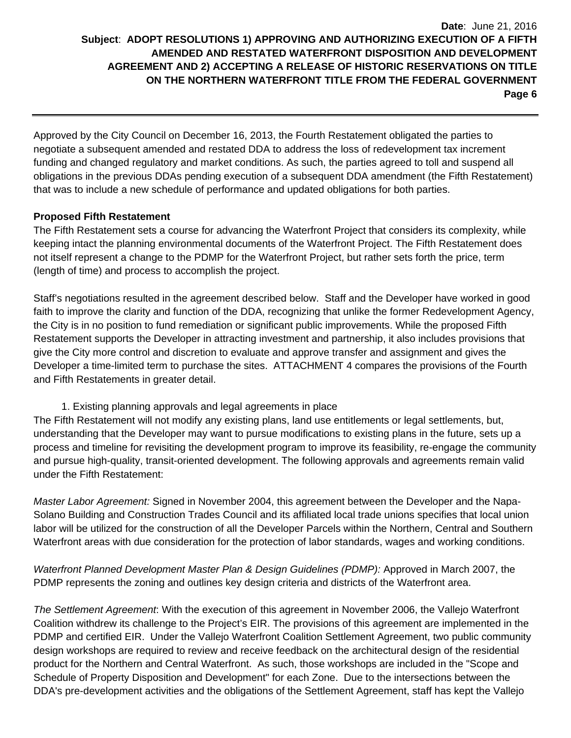Approved by the City Council on December 16, 2013, the Fourth Restatement obligated the parties to negotiate a subsequent amended and restated DDA to address the loss of redevelopment tax increment funding and changed regulatory and market conditions. As such, the parties agreed to toll and suspend all obligations in the previous DDAs pending execution of a subsequent DDA amendment (the Fifth Restatement) that was to include a new schedule of performance and updated obligations for both parties.

**Proposed Fifth Restatement**

The Fifth Restatement sets a course for advancing the Waterfront Project that considers its complexity, while keeping intact the planning environmental documents of the Waterfront Project. The Fifth Restatement does not itself represent a change to the PDMP for the Waterfront Project, but rather sets forth the price, term (length of time) and process to accomplish the project.

Staff's negotiations resulted in the agreement described below. Staff and the Developer have worked in good faith to improve the clarity and function of the DDA, recognizing that unlike the former Redevelopment Agency, the City is in no position to fund remediation or significant public improvements. While the proposed Fifth Restatement supports the Developer in attracting investment and partnership, it also includes provisions that give the City more control and discretion to evaluate and approve transfer and assignment and gives the Developer a time-limited term to purchase the sites. ATTACHMENT 4 compares the provisions of the Fourth and Fifth Restatements in greater detail.

1. Existing planning approvals and legal agreements in place

The Fifth Restatement will not modify any existing plans, land use entitlements or legal settlements, but, understanding that the Developer may want to pursue modifications to existing plans in the future, sets up a process and timeline for revisiting the development program to improve its feasibility, re-engage the community and pursue high-quality, transit-oriented development. The following approvals and agreements remain valid under the Fifth Restatement:

*Master Labor Agreement:* Signed in November 2004, this agreement between the Developer and the Napa-Solano Building and Construction Trades Council and its affiliated local trade unions specifies that local union labor will be utilized for the construction of all the Developer Parcels within the Northern, Central and Southern Waterfront areas with due consideration for the protection of labor standards, wages and working conditions.

*Waterfront Planned Development Master Plan & Design Guidelines (PDMP):* Approved in March 2007, the PDMP represents the zoning and outlines key design criteria and districts of the Waterfront area.

*The Settlement Agreement*: With the execution of this agreement in November 2006, the Vallejo Waterfront Coalition withdrew its challenge to the Project's EIR. The provisions of this agreement are implemented in the PDMP and certified EIR. Under the Vallejo Waterfront Coalition Settlement Agreement, two public community design workshops are required to review and receive feedback on the architectural design of the residential product for the Northern and Central Waterfront. As such, those workshops are included in the "Scope and Schedule of Property Disposition and Development" for each Zone. Due to the intersections between the DDA's pre-development activities and the obligations of the Settlement Agreement, staff has kept the Vallejo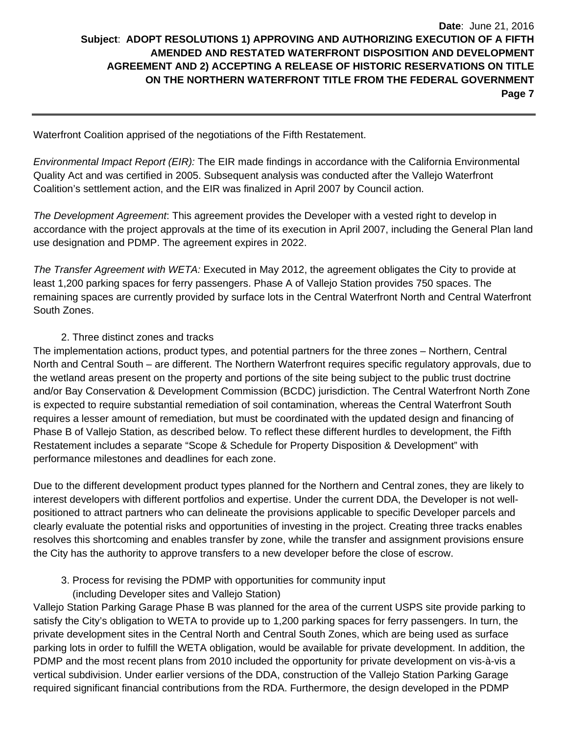Waterfront Coalition apprised of the negotiations of the Fifth Restatement.

*Environmental Impact Report (EIR):* The EIR made findings in accordance with the California Environmental Quality Act and was certified in 2005. Subsequent analysis was conducted after the Vallejo Waterfront Coalition's settlement action, and the EIR was finalized in April 2007 by Council action.

*The Development Agreement*: This agreement provides the Developer with a vested right to develop in accordance with the project approvals at the time of its execution in April 2007, including the General Plan land use designation and PDMP. The agreement expires in 2022.

*The Transfer Agreement with WETA:* Executed in May 2012, the agreement obligates the City to provide at least 1,200 parking spaces for ferry passengers. Phase A of Vallejo Station provides 750 spaces. The remaining spaces are currently provided by surface lots in the Central Waterfront North and Central Waterfront South Zones.

2. Three distinct zones and tracks

The implementation actions, product types, and potential partners for the three zones – Northern, Central North and Central South – are different. The Northern Waterfront requires specific regulatory approvals, due to the wetland areas present on the property and portions of the site being subject to the public trust doctrine and/or Bay Conservation & Development Commission (BCDC) jurisdiction. The Central Waterfront North Zone is expected to require substantial remediation of soil contamination, whereas the Central Waterfront South requires a lesser amount of remediation, but must be coordinated with the updated design and financing of Phase B of Vallejo Station, as described below. To reflect these different hurdles to development, the Fifth Restatement includes a separate "Scope & Schedule for Property Disposition & Development" with performance milestones and deadlines for each zone.

Due to the different development product types planned for the Northern and Central zones, they are likely to interest developers with different portfolios and expertise. Under the current DDA, the Developer is not well-positioned to attract partners who can delineate the provisions applicable to specific Developer parcels and clearly evaluate the potential risks and opportunities of investing in the project. Creating three tracks enables resolves this shortcoming and enables transfer by zone, while the transfer and assignment provisions ensure the City has the authority to approve transfers to a new developer before the close of escrow.

3. Process for revising the PDMP with opportunities for community input (including Developer sites and Vallejo Station)

Vallejo Station Parking Garage Phase B was planned for the area of the current USPS site provide parking to satisfy the City's obligation to WETA to provide up to 1,200 parking spaces for ferry passengers. In turn, the private development sites in the Central North and Central South Zones, which are being used as surface parking lots in order to fulfill the WETA obligation, would be available for private development. In addition, the PDMP and the most recent plans from 2010 included the opportunity for private development on vis-à-vis a vertical subdivision. Under earlier versions of the DDA, construction of the Vallejo Station Parking Garage required significant financial contributions from the RDA. Furthermore, the design developed in the PDMP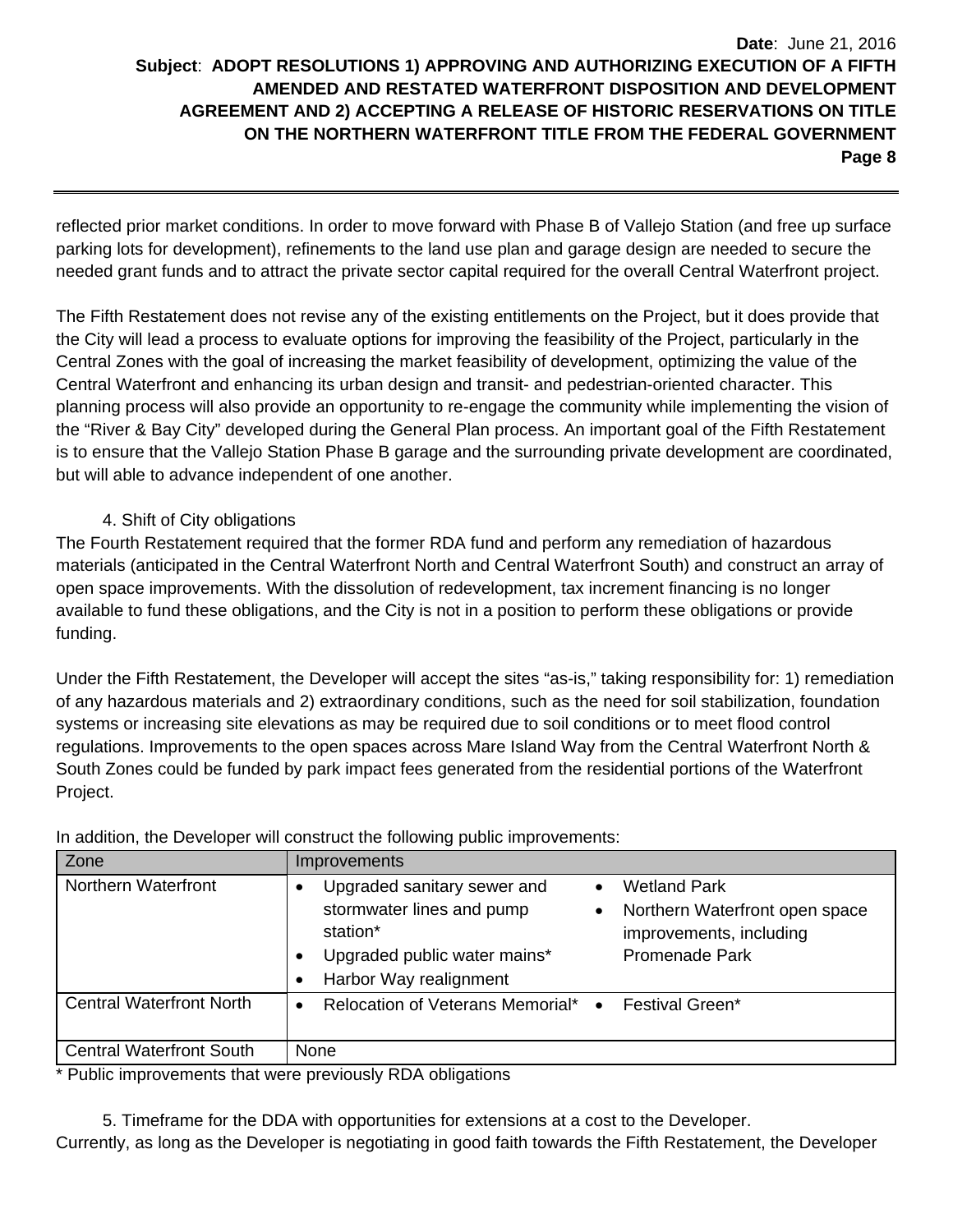reflected prior market conditions. In order to move forward with Phase B of Vallejo Station (and free up surface parking lots for development), refinements to the land use plan and garage design are needed to secure the needed grant funds and to attract the private sector capital required for the overall Central Waterfront project.

The Fifth Restatement does not revise any of the existing entitlements on the Project, but it does provide that the City will lead a process to evaluate options for improving the feasibility of the Project, particularly in the Central Zones with the goal of increasing the market feasibility of development, optimizing the value of the Central Waterfront and enhancing its urban design and transit- and pedestrian-oriented character. This planning process will also provide an opportunity to re-engage the community while implementing the vision of the "River & Bay City" developed during the General Plan process. An important goal of the Fifth Restatement is to ensure that the Vallejo Station Phase B garage and the surrounding private development are coordinated, but will able to advance independent of one another.

4. Shift of City obligations

The Fourth Restatement required that the former RDA fund and perform any remediation of hazardous materials (anticipated in the Central Waterfront North and Central Waterfront South) and construct an array of open space improvements. With the dissolution of redevelopment, tax increment financing is no longer available to fund these obligations, and the City is not in a position to perform these obligations or provide funding.

Under the Fifth Restatement, the Developer will accept the sites "as-is," taking responsibility for: 1) remediation of any hazardous materials and 2) extraordinary conditions, such as the need for soil stabilization, foundation systems or increasing site elevations as may be required due to soil conditions or to meet flood control regulations. Improvements to the open spaces across Mare Island Way from the Central Waterfront North & South Zones could be funded by park impact fees generated from the residential portions of the Waterfront Project.

In addition, the Developer will construct the following public improvements:

| Zone | Improvements |
| --- | --- |
| Northern Waterfront | • Upgraded sanitary sewer and stormwater lines and pump station*<br>• Upgraded public water mains*<br>• Harbor Way realignment<br>• Wetland Park<br>• Northern Waterfront open space improvements, including Promenade Park |
| Central Waterfront North | • Relocation of Veterans Memorial*<br>• Festival Green* |
| Central Waterfront South | None |

\* Public improvements that were previously RDA obligations

5. Timeframe for the DDA with opportunities for extensions at a cost to the Developer.

Currently, as long as the Developer is negotiating in good faith towards the Fifth Restatement, the Developer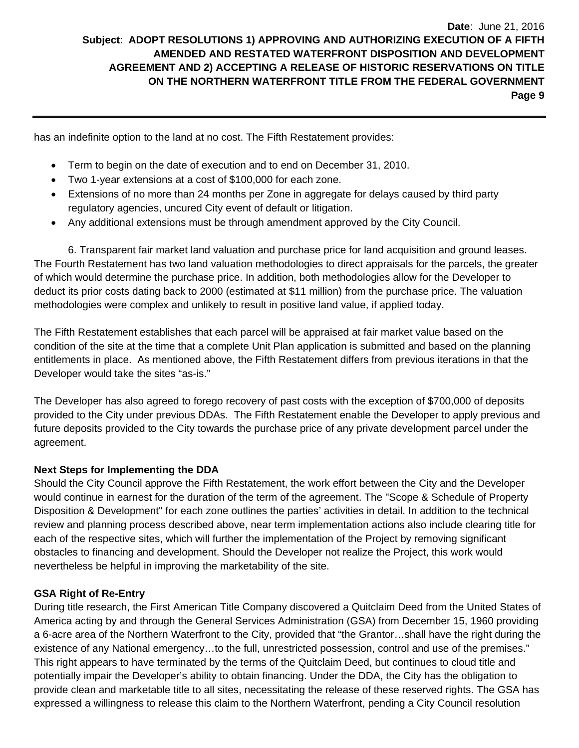has an indefinite option to the land at no cost. The Fifth Restatement provides:

- Term to begin on the date of execution and to end on December 31, 2010.
- Two 1-year extensions at a cost of $100,000 for each zone.
- Extensions of no more than 24 months per Zone in aggregate for delays caused by third party regulatory agencies, uncured City event of default or litigation.
- Any additional extensions must be through amendment approved by the City Council.

6. Transparent fair market land valuation and purchase price for land acquisition and ground leases. The Fourth Restatement has two land valuation methodologies to direct appraisals for the parcels, the greater of which would determine the purchase price. In addition, both methodologies allow for the Developer to deduct its prior costs dating back to 2000 (estimated at $11 million) from the purchase price. The valuation methodologies were complex and unlikely to result in positive land value, if applied today.

The Fifth Restatement establishes that each parcel will be appraised at fair market value based on the condition of the site at the time that a complete Unit Plan application is submitted and based on the planning entitlements in place. As mentioned above, the Fifth Restatement differs from previous iterations in that the Developer would take the sites "as-is."

The Developer has also agreed to forego recovery of past costs with the exception of $700,000 of deposits provided to the City under previous DDAs. The Fifth Restatement enable the Developer to apply previous and future deposits provided to the City towards the purchase price of any private development parcel under the agreement.

**Next Steps for Implementing the DDA**

Should the City Council approve the Fifth Restatement, the work effort between the City and the Developer would continue in earnest for the duration of the term of the agreement. The "Scope & Schedule of Property Disposition & Development" for each zone outlines the parties' activities in detail. In addition to the technical review and planning process described above, near term implementation actions also include clearing title for each of the respective sites, which will further the implementation of the Project by removing significant obstacles to financing and development. Should the Developer not realize the Project, this work would nevertheless be helpful in improving the marketability of the site.

**GSA Right of Re-Entry**

During title research, the First American Title Company discovered a Quitclaim Deed from the United States of America acting by and through the General Services Administration (GSA) from December 15, 1960 providing a 6-acre area of the Northern Waterfront to the City, provided that "the Grantor…shall have the right during the existence of any National emergency…to the full, unrestricted possession, control and use of the premises." This right appears to have terminated by the terms of the Quitclaim Deed, but continues to cloud title and potentially impair the Developer's ability to obtain financing. Under the DDA, the City has the obligation to provide clean and marketable title to all sites, necessitating the release of these reserved rights. The GSA has expressed a willingness to release this claim to the Northern Waterfront, pending a City Council resolution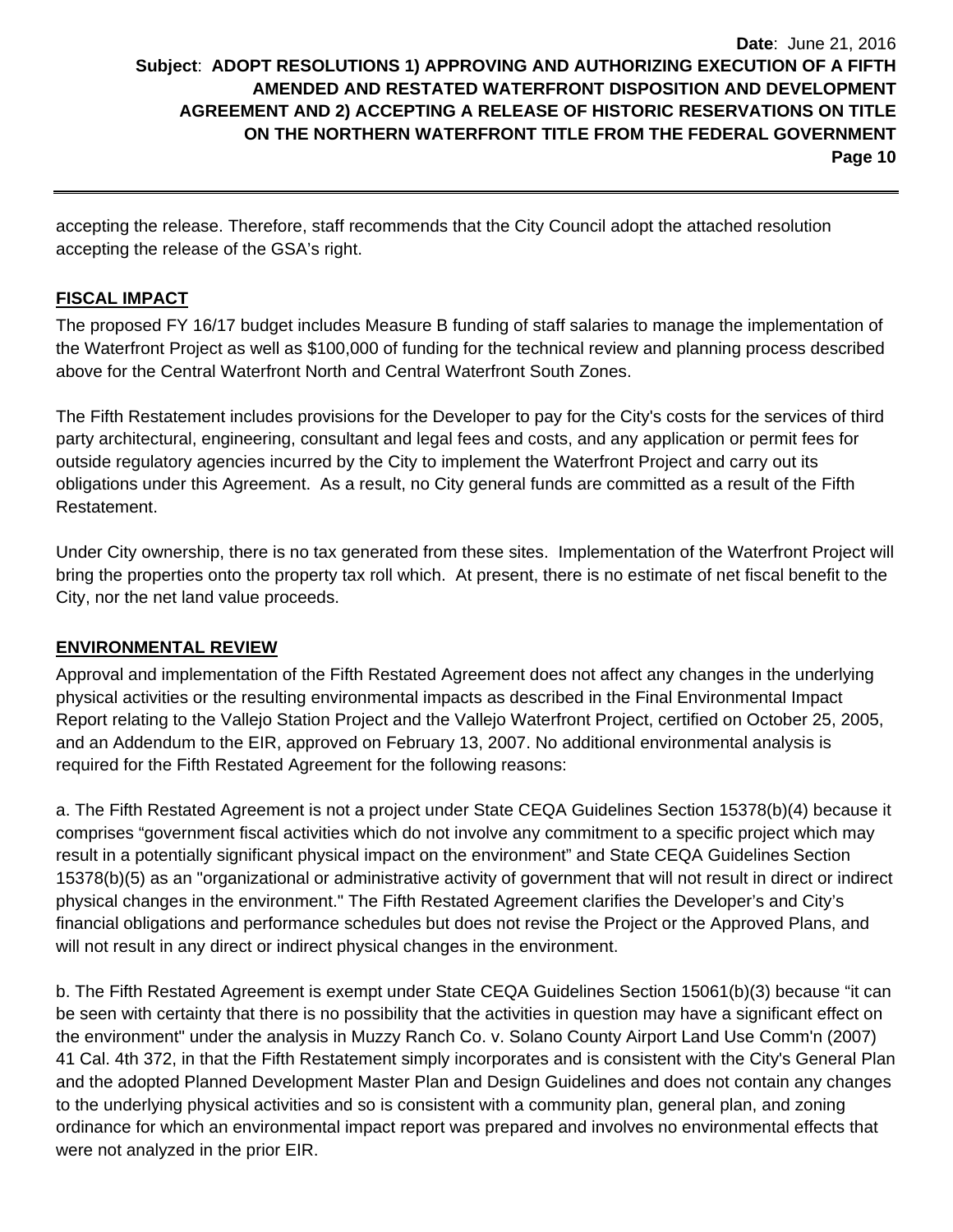accepting the release. Therefore, staff recommends that the City Council adopt the attached resolution accepting the release of the GSA's right.

## FISCAL IMPACT

The proposed FY 16/17 budget includes Measure B funding of staff salaries to manage the implementation of the Waterfront Project as well as $100,000 of funding for the technical review and planning process described above for the Central Waterfront North and Central Waterfront South Zones.

The Fifth Restatement includes provisions for the Developer to pay for the City's costs for the services of third party architectural, engineering, consultant and legal fees and costs, and any application or permit fees for outside regulatory agencies incurred by the City to implement the Waterfront Project and carry out its obligations under this Agreement. As a result, no City general funds are committed as a result of the Fifth Restatement.

Under City ownership, there is no tax generated from these sites. Implementation of the Waterfront Project will bring the properties onto the property tax roll which. At present, there is no estimate of net fiscal benefit to the City, nor the net land value proceeds.

## ENVIRONMENTAL REVIEW

Approval and implementation of the Fifth Restated Agreement does not affect any changes in the underlying physical activities or the resulting environmental impacts as described in the Final Environmental Impact Report relating to the Vallejo Station Project and the Vallejo Waterfront Project, certified on October 25, 2005, and an Addendum to the EIR, approved on February 13, 2007. No additional environmental analysis is required for the Fifth Restated Agreement for the following reasons:

a. The Fifth Restated Agreement is not a project under State CEQA Guidelines Section 15378(b)(4) because it comprises "government fiscal activities which do not involve any commitment to a specific project which may result in a potentially significant physical impact on the environment" and State CEQA Guidelines Section 15378(b)(5) as an "organizational or administrative activity of government that will not result in direct or indirect physical changes in the environment." The Fifth Restated Agreement clarifies the Developer's and City's financial obligations and performance schedules but does not revise the Project or the Approved Plans, and will not result in any direct or indirect physical changes in the environment.

b. The Fifth Restated Agreement is exempt under State CEQA Guidelines Section 15061(b)(3) because "it can be seen with certainty that there is no possibility that the activities in question may have a significant effect on the environment" under the analysis in Muzzy Ranch Co. v. Solano County Airport Land Use Comm'n (2007) 41 Cal. 4th 372, in that the Fifth Restatement simply incorporates and is consistent with the City's General Plan and the adopted Planned Development Master Plan and Design Guidelines and does not contain any changes to the underlying physical activities and so is consistent with a community plan, general plan, and zoning ordinance for which an environmental impact report was prepared and involves no environmental effects that were not analyzed in the prior EIR.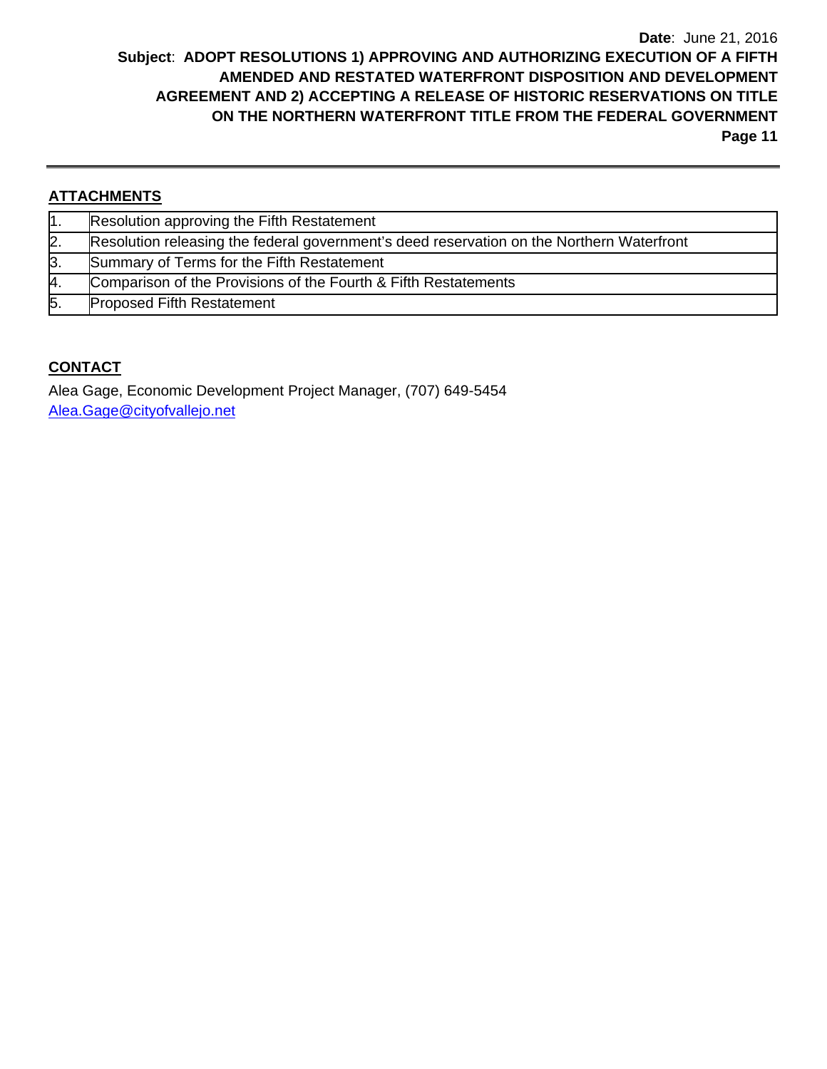## ATTACHMENTS

| | |
|---|---|
| 1. | Resolution approving the Fifth Restatement |
| 2. | Resolution releasing the federal government's deed reservation on the Northern Waterfront |
| 3. | Summary of Terms for the Fifth Restatement |
| 4. | Comparison of the Provisions of the Fourth & Fifth Restatements |
| 5. | Proposed Fifth Restatement |

## CONTACT

Alea Gage, Economic Development Project Manager, (707) 649-5454
Alea.Gage@cityofvallejo.net